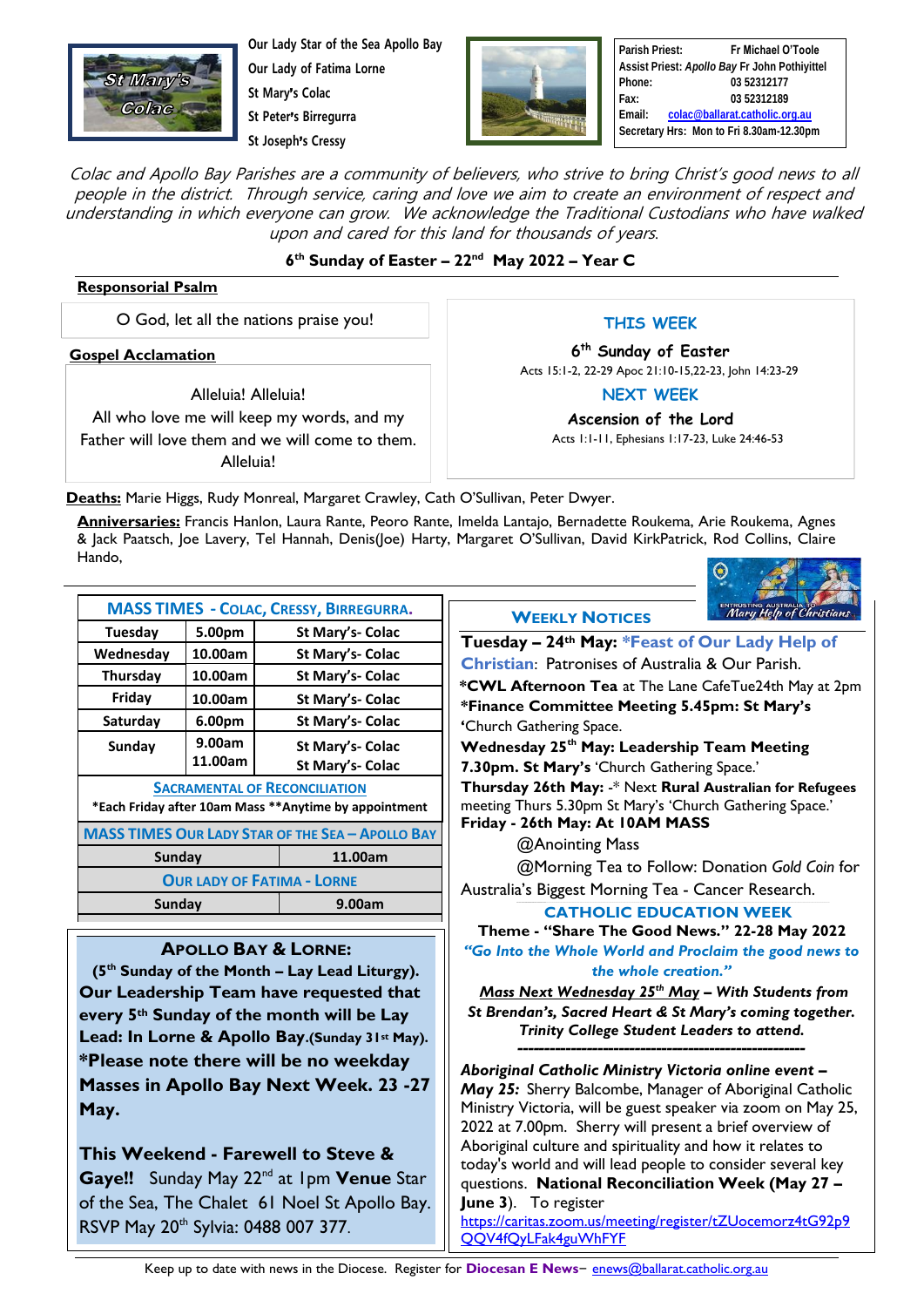Our Lady Star of the Sea Apollo Bay
Our Lady of Fatima Lorne
St Mary's Colac
St Peter's Birregurra
St Joseph's Cressy

| | |
|---|---|
| Parish Priest: | Fr Michael O'Toole |
| Assist Priest: *Apollo Bay* | Fr John Pothiyittel |
| Phone: | 03 52312177 |
| Fax: | 03 52312189 |
| Email: | colac@ballarat.catholic.org.au |
| Secretary Hrs: | Mon to Fri 8.30am-12.30pm |

*Colac and Apollo Bay Parishes are a community of believers, who strive to bring Christ's good news to all people in the district. Through service, caring and love we aim to create an environment of respect and understanding in which everyone can grow. We acknowledge the Traditional Custodians who have walked upon and cared for this land for thousands of years.*

**6th Sunday of Easter – 22nd May 2022 – Year C**

**Responsorial Psalm**

O God, let all the nations praise you!

**Gospel Acclamation**

Alleluia! Alleluia!
All who love me will keep my words, and my Father will love them and we will come to them.
Alleluia!

## THIS WEEK

**6th Sunday of Easter**
Acts 15:1-2, 22-29 Apoc 21:10-15,22-23, John 14:23-29

## NEXT WEEK

**Ascension of the Lord**
Acts 1:1-11, Ephesians 1:17-23, Luke 24:46-53

**Deaths:** Marie Higgs, Rudy Monreal, Margaret Crawley, Cath O'Sullivan, Peter Dwyer.

**Anniversaries:** Francis Hanlon, Laura Rante, Peoro Rante, Imelda Lantajo, Bernadette Roukema, Arie Roukema, Agnes & Jack Paatsch, Joe Lavery, Tel Hannah, Denis(Joe) Harty, Margaret O'Sullivan, David KirkPatrick, Rod Collins, Claire Hando,

## MASS TIMES - Colac, Cressy, Birregurra.

| Day | Time | Location |
|---|---|---|
| Tuesday | 5.00pm | St Mary's- Colac |
| Wednesday | 10.00am | St Mary's- Colac |
| Thursday | 10.00am | St Mary's- Colac |
| Friday | 10.00am | St Mary's- Colac |
| Saturday | 6.00pm | St Mary's- Colac |
| Sunday | 9.00am<br>11.00am | St Mary's- Colac<br>St Mary's- Colac |

**Sacramental of Reconciliation**
*Each Friday after 10am Mass **Anytime by appointment

**MASS TIMES Our Lady Star of the Sea – Apollo Bay**

| Sunday | 11.00am |
|---|---|

**Our Lady of Fatima - Lorne**

| Sunday | 9.00am |
|---|---|

## Apollo Bay & Lorne:

**(5th Sunday of the Month – Lay Lead Liturgy). Our Leadership Team have requested that every 5th Sunday of the month will be Lay Lead: In Lorne & Apollo Bay.(Sunday 31st May). *Please note there will be no weekday Masses in Apollo Bay Next Week. 23 -27 May.**

**This Weekend - Farewell to Steve & Gaye!!** Sunday May 22nd at 1pm **Venue** Star of the Sea, The Chalet 61 Noel St Apollo Bay. RSVP May 20th Sylvia: 0488 007 377.

## Weekly Notices

**Tuesday – 24th May: *Feast of Our Lady Help of Christian**: Patronises of Australia & Our Parish.

***CWL Afternoon Tea** at The Lane CafeTue24th May at 2pm

***Finance Committee Meeting 5.45pm: St Mary's** 'Church Gathering Space.

**Wednesday 25th May: Leadership Team Meeting 7.30pm. St Mary's** 'Church Gathering Space.'

**Thursday 26th May:** -* Next **Rural Australian for Refugees** meeting Thurs 5.30pm St Mary's 'Church Gathering Space.'

**Friday - 26th May: At 10AM MASS**

@Anointing Mass

@Morning Tea to Follow: Donation *Gold Coin* for Australia's Biggest Morning Tea - Cancer Research.

## CATHOLIC EDUCATION WEEK

**Theme - "Share The Good News." 22-28 May 2022**

***"Go Into the Whole World and Proclaim the good news to the whole creation."***

***Mass Next Wednesday 25th May – With Students from St Brendan's, Sacred Heart & St Mary's coming together. Trinity College Student Leaders to attend.***

---

***Aboriginal Catholic Ministry Victoria online event – May 25:*** Sherry Balcombe, Manager of Aboriginal Catholic Ministry Victoria, will be guest speaker via zoom on May 25, 2022 at 7.00pm. Sherry will present a brief overview of Aboriginal culture and spirituality and how it relates to today's world and will lead people to consider several key questions. **National Reconciliation Week (May 27 – June 3**). To register https://caritas.zoom.us/meeting/register/tZUocemorz4tG92p9QQV4fQyLFak4guWhFYF

Keep up to date with news in the Diocese. Register for **Diocesan E News**– enews@ballarat.catholic.org.au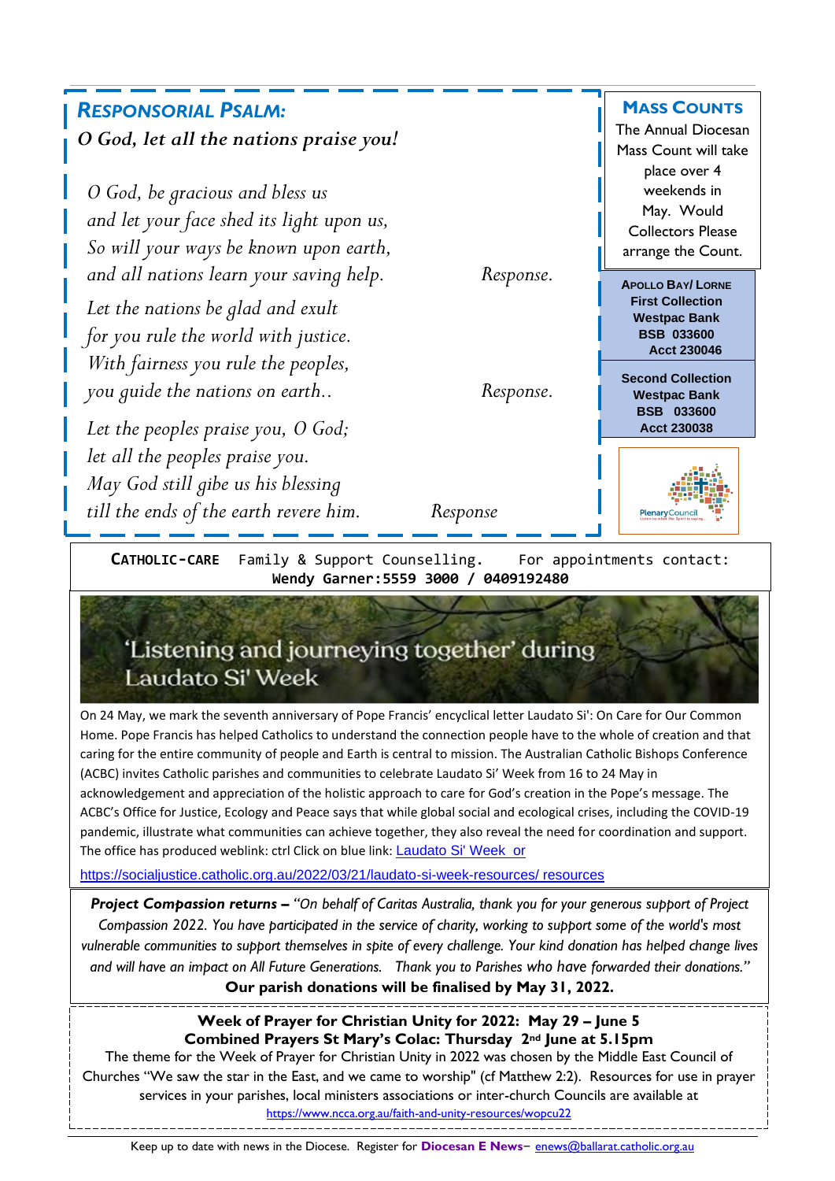## *Responsorial Psalm:*

***O God, let all the nations praise you!***

*O God, be gracious and bless us*
*and let your face shed its light upon us,*
*So will your ways be known upon earth,*
*and all nations learn your saving help.* *Response.*

*Let the nations be glad and exult*
*for you rule the world with justice.*
*With fairness you rule the peoples,*
*you guide the nations on earth..* *Response.*

*Let the peoples praise you, O God;*
*let all the peoples praise you.*
*May God still gibe us his blessing*
*till the ends of the earth revere him.* *Response*

## Mass Counts

The Annual Diocesan Mass Count will take place over 4 weekends in May. Would Collectors Please arrange the Count.

**Apollo Bay/ Lorne**
**First Collection**
**Westpac Bank**
**BSB 033600**
**Acct 230046**

**Second Collection**
**Westpac Bank**
**BSB 033600**
**Acct 230038**

Plenary Council

**CATHOLIC-CARE** Family & Support Counselling. For appointments contact: **Wendy Garner:5559 3000 / 0409192480**

## 'Listening and journeying together' during Laudato Si' Week

On 24 May, we mark the seventh anniversary of Pope Francis' encyclical letter Laudato Si': On Care for Our Common Home. Pope Francis has helped Catholics to understand the connection people have to the whole of creation and that caring for the entire community of people and Earth is central to mission. The Australian Catholic Bishops Conference (ACBC) invites Catholic parishes and communities to celebrate Laudato Si' Week from 16 to 24 May in acknowledgement and appreciation of the holistic approach to care for God's creation in the Pope's message. The ACBC's Office for Justice, Ecology and Peace says that while global social and ecological crises, including the COVID-19 pandemic, illustrate what communities can achieve together, they also reveal the need for coordination and support. The office has produced weblink: ctrl Click on blue link: Laudato Si' Week or

https://socialjustice.catholic.org.au/2022/03/21/laudato-si-week-resources/ resources

***Project Compassion returns** – "On behalf of Caritas Australia, thank you for your generous support of Project Compassion 2022. You have participated in the service of charity, working to support some of the world's most vulnerable communities to support themselves in spite of every challenge. Your kind donation has helped change lives and will have an impact on All Future Generations. Thank you to Parishes who have forwarded their donations."*

**Our parish donations will be finalised by May 31, 2022.**

**Week of Prayer for Christian Unity for 2022: May 29 – June 5**
**Combined Prayers St Mary's Colac: Thursday 2nd June at 5.15pm**

The theme for the Week of Prayer for Christian Unity in 2022 was chosen by the Middle East Council of Churches "We saw the star in the East, and we came to worship" (cf Matthew 2:2). Resources for use in prayer services in your parishes, local ministers associations or inter-church Councils are available at https://www.ncca.org.au/faith-and-unity-resources/wopcu22

Keep up to date with news in the Diocese. Register for **Diocesan E News**– enews@ballarat.catholic.org.au